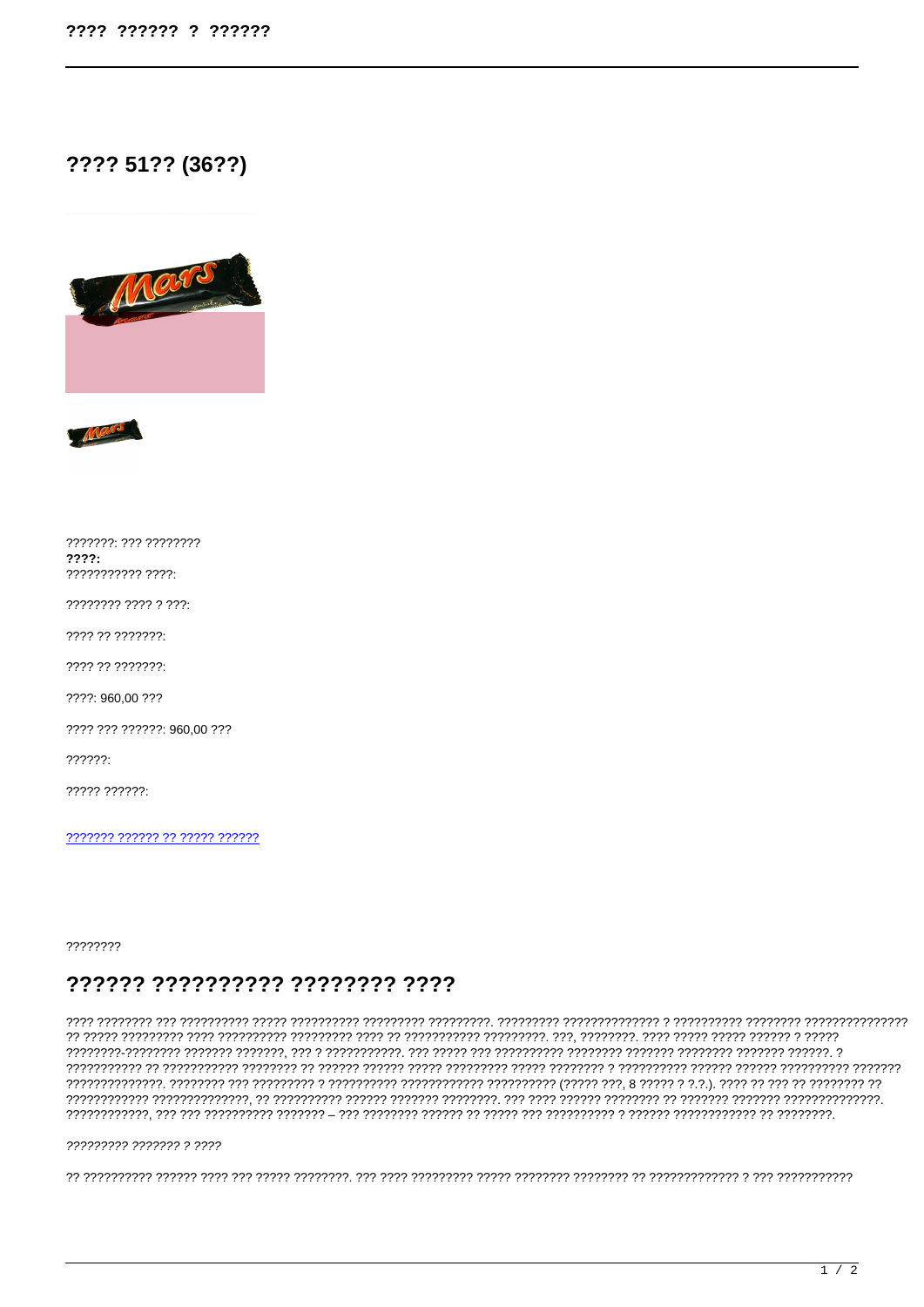# ???? 51?? (36??)

??????: ??? ????????
**????:**
??????????? ????:

???????? ???? ? ???:

???? ?? ???????:

???? ?? ???????:

????: 960,00 ???

???? ??? ??????: 960,00 ???

??????:

????? ??????:

[??????? ?????? ?? ????? ??????]()

????????

## ?????? ?????????? ???????? ????

???? ???????? ??? ?????????? ????? ?????????? ????????? ?????????. ????????? ?????????????? ? ?????????? ???????? ??????????????? ?? ????? ????????? ???? ?????????? ????????? ???? ?? ??????????? ?????????. ???, ????????. ???? ????? ????? ?????? ? ????? ????????-???????? ??????? ???????, ??? ? ???????????. ??? ????? ??? ?????????? ???????? ??????? ???????? ??????? ??????. ? ??????????? ?? ??????????? ???????? ?? ?????? ?????? ????? ????????? ????? ???????? ? ?????????? ?????? ?????? ?????????? ??????? ??????????????. ???????? ??? ????????? ? ?????????? ??????????? ?????????? (????? ???, 8 ????? ? ?.?.). ???? ?? ??? ?? ???????? ?? ???????????? ??????????????, ?? ?????????? ?????? ??????? ????????. ??? ???? ?????? ???????? ?? ??????? ??????? ??????????????. ????????????, ??? ??? ?????????? ??????? – ??? ???????? ?????? ?? ????? ??? ?????????? ? ?????? ???????????? ?? ????????.

????????? ??????? ? ????

?? ?????????? ?????? ???? ??? ????? ????????. ??? ???? ????????? ????? ???????? ???????? ?? ????????????? ? ??? ???????????